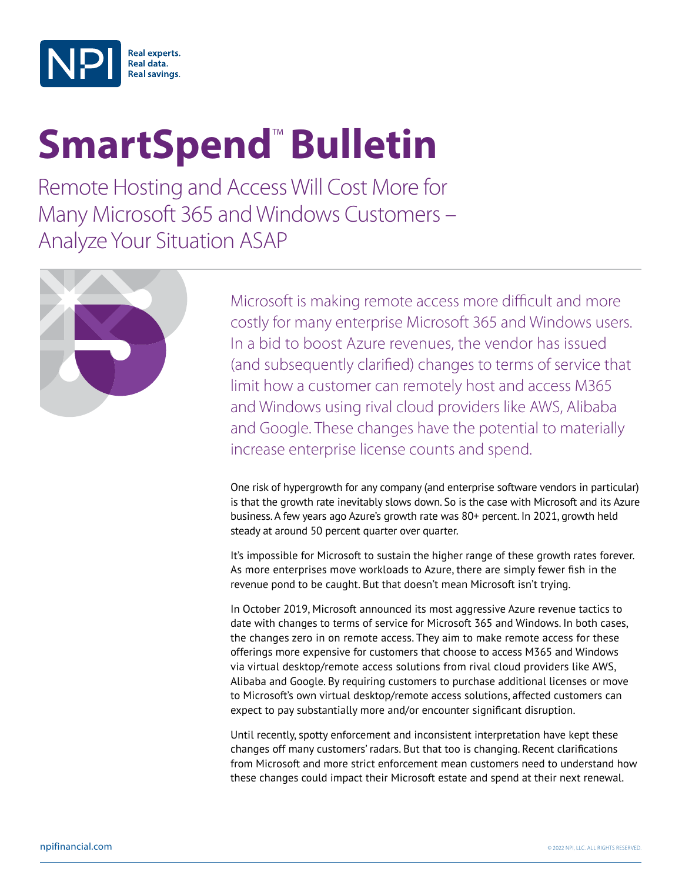# SmartSpend™ Bulletin

## Remote Hosting and Access Will Cost More for Many Microsoft 365 and Windows Customers – Analyze Your Situation ASAP

Microsoft is making remote access more difficult and more costly for many enterprise Microsoft 365 and Windows users. In a bid to boost Azure revenues, the vendor has issued (and subsequently clarified) changes to terms of service that limit how a customer can remotely host and access M365 and Windows using rival cloud providers like AWS, Alibaba and Google. These changes have the potential to materially increase enterprise license counts and spend.

One risk of hypergrowth for any company (and enterprise software vendors in particular) is that the growth rate inevitably slows down. So is the case with Microsoft and its Azure business. A few years ago Azure's growth rate was 80+ percent. In 2021, growth held steady at around 50 percent quarter over quarter.

It's impossible for Microsoft to sustain the higher range of these growth rates forever. As more enterprises move workloads to Azure, there are simply fewer fish in the revenue pond to be caught. But that doesn't mean Microsoft isn't trying.

In October 2019, Microsoft announced its most aggressive Azure revenue tactics to date with changes to terms of service for Microsoft 365 and Windows. In both cases, the changes zero in on remote access. They aim to make remote access for these offerings more expensive for customers that choose to access M365 and Windows via virtual desktop/remote access solutions from rival cloud providers like AWS, Alibaba and Google. By requiring customers to purchase additional licenses or move to Microsoft's own virtual desktop/remote access solutions, affected customers can expect to pay substantially more and/or encounter significant disruption.

Until recently, spotty enforcement and inconsistent interpretation have kept these changes off many customers' radars. But that too is changing. Recent clarifications from Microsoft and more strict enforcement mean customers need to understand how these changes could impact their Microsoft estate and spend at their next renewal.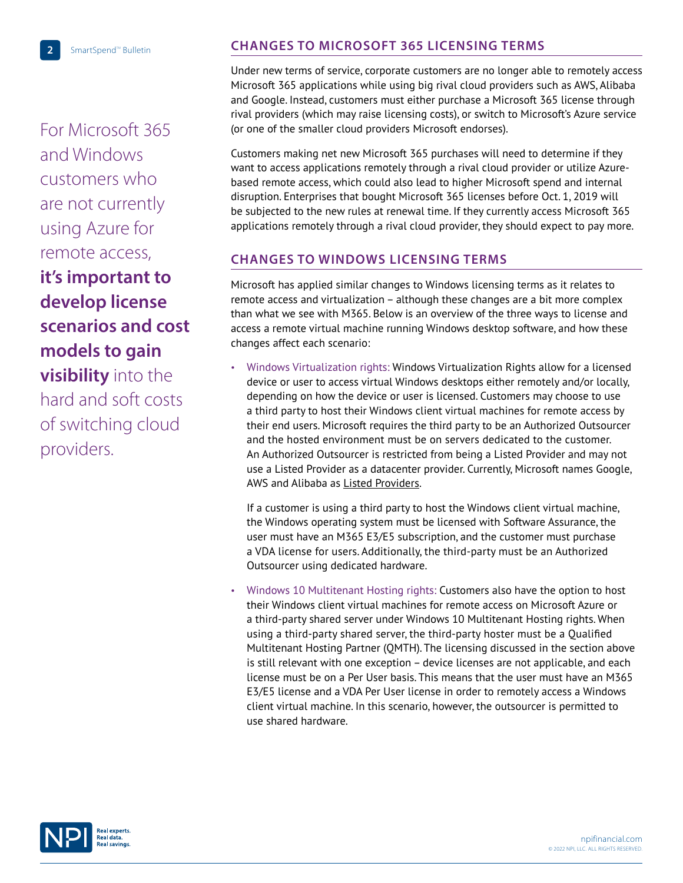For Microsoft 365 and Windows customers who are not currently using Azure for remote access, **it's important to develop license scenarios and cost models to gain visibility** into the hard and soft costs of switching cloud providers.

## CHANGES TO MICROSOFT 365 LICENSING TERMS

Under new terms of service, corporate customers are no longer able to remotely access Microsoft 365 applications while using big rival cloud providers such as AWS, Alibaba and Google. Instead, customers must either purchase a Microsoft 365 license through rival providers (which may raise licensing costs), or switch to Microsoft's Azure service (or one of the smaller cloud providers Microsoft endorses).

Customers making net new Microsoft 365 purchases will need to determine if they want to access applications remotely through a rival cloud provider or utilize Azure-based remote access, which could also lead to higher Microsoft spend and internal disruption. Enterprises that bought Microsoft 365 licenses before Oct. 1, 2019 will be subjected to the new rules at renewal time. If they currently access Microsoft 365 applications remotely through a rival cloud provider, they should expect to pay more.

## CHANGES TO WINDOWS LICENSING TERMS

Microsoft has applied similar changes to Windows licensing terms as it relates to remote access and virtualization – although these changes are a bit more complex than what we see with M365. Below is an overview of the three ways to license and access a remote virtual machine running Windows desktop software, and how these changes affect each scenario:

- Windows Virtualization rights: Windows Virtualization Rights allow for a licensed device or user to access virtual Windows desktops either remotely and/or locally, depending on how the device or user is licensed. Customers may choose to use a third party to host their Windows client virtual machines for remote access by their end users. Microsoft requires the third party to be an Authorized Outsourcer and the hosted environment must be on servers dedicated to the customer. An Authorized Outsourcer is restricted from being a Listed Provider and may not use a Listed Provider as a datacenter provider. Currently, Microsoft names Google, AWS and Alibaba as Listed Providers.

  If a customer is using a third party to host the Windows client virtual machine, the Windows operating system must be licensed with Software Assurance, the user must have an M365 E3/E5 subscription, and the customer must purchase a VDA license for users. Additionally, the third-party must be an Authorized Outsourcer using dedicated hardware.

- Windows 10 Multitenant Hosting rights: Customers also have the option to host their Windows client virtual machines for remote access on Microsoft Azure or a third-party shared server under Windows 10 Multitenant Hosting rights. When using a third-party shared server, the third-party hoster must be a Qualified Multitenant Hosting Partner (QMTH). The licensing discussed in the section above is still relevant with one exception – device licenses are not applicable, and each license must be on a Per User basis. This means that the user must have an M365 E3/E5 license and a VDA Per User license in order to remotely access a Windows client virtual machine. In this scenario, however, the outsourcer is permitted to use shared hardware.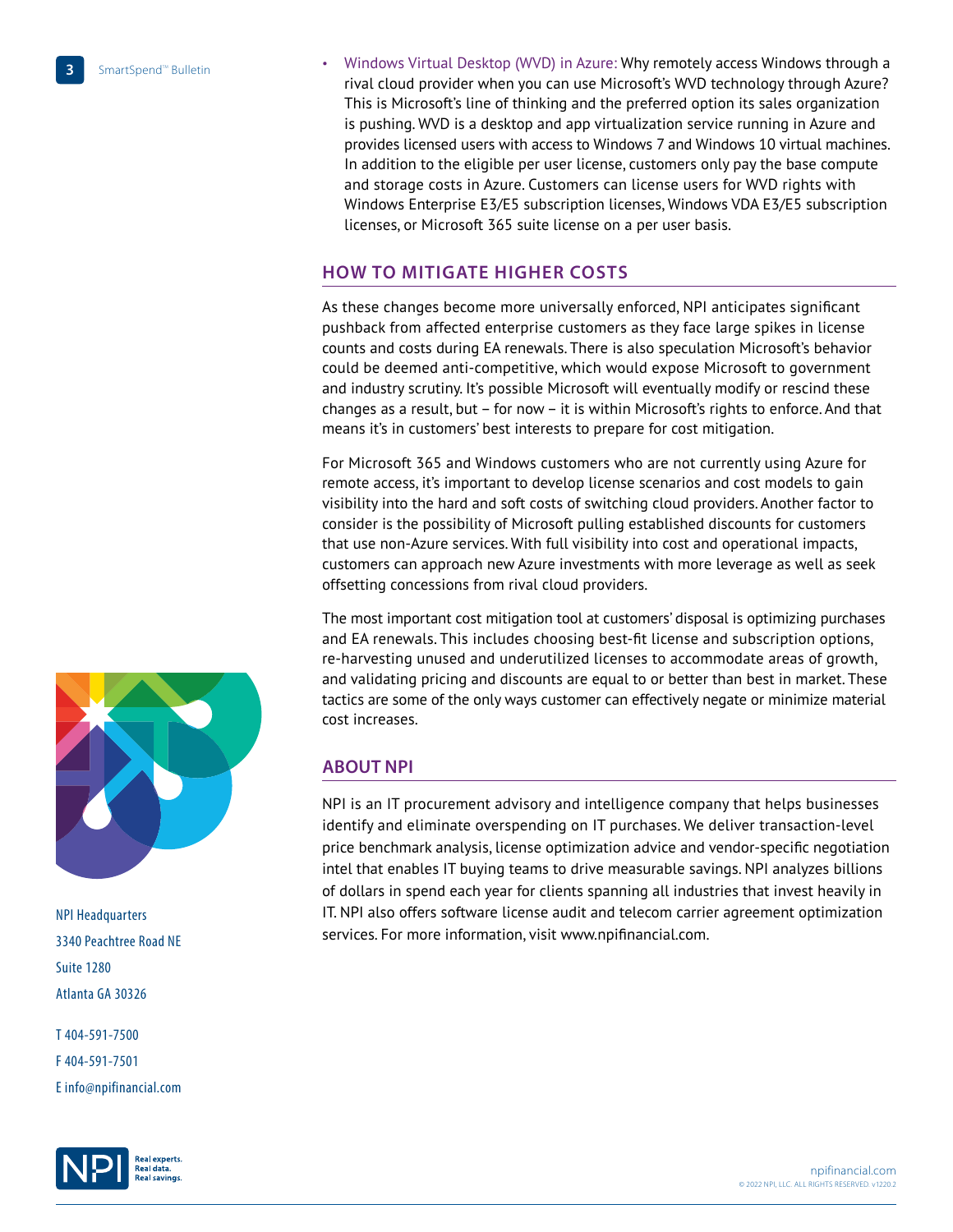- Windows Virtual Desktop (WVD) in Azure: Why remotely access Windows through a rival cloud provider when you can use Microsoft's WVD technology through Azure? This is Microsoft's line of thinking and the preferred option its sales organization is pushing. WVD is a desktop and app virtualization service running in Azure and provides licensed users with access to Windows 7 and Windows 10 virtual machines. In addition to the eligible per user license, customers only pay the base compute and storage costs in Azure. Customers can license users for WVD rights with Windows Enterprise E3/E5 subscription licenses, Windows VDA E3/E5 subscription licenses, or Microsoft 365 suite license on a per user basis.

## HOW TO MITIGATE HIGHER COSTS

As these changes become more universally enforced, NPI anticipates significant pushback from affected enterprise customers as they face large spikes in license counts and costs during EA renewals. There is also speculation Microsoft's behavior could be deemed anti-competitive, which would expose Microsoft to government and industry scrutiny. It's possible Microsoft will eventually modify or rescind these changes as a result, but – for now – it is within Microsoft's rights to enforce. And that means it's in customers' best interests to prepare for cost mitigation.

For Microsoft 365 and Windows customers who are not currently using Azure for remote access, it's important to develop license scenarios and cost models to gain visibility into the hard and soft costs of switching cloud providers. Another factor to consider is the possibility of Microsoft pulling established discounts for customers that use non-Azure services. With full visibility into cost and operational impacts, customers can approach new Azure investments with more leverage as well as seek offsetting concessions from rival cloud providers.

The most important cost mitigation tool at customers' disposal is optimizing purchases and EA renewals. This includes choosing best-fit license and subscription options, re-harvesting unused and underutilized licenses to accommodate areas of growth, and validating pricing and discounts are equal to or better than best in market. These tactics are some of the only ways customer can effectively negate or minimize material cost increases.

## ABOUT NPI

NPI is an IT procurement advisory and intelligence company that helps businesses identify and eliminate overspending on IT purchases. We deliver transaction-level price benchmark analysis, license optimization advice and vendor-specific negotiation intel that enables IT buying teams to drive measurable savings. NPI analyzes billions of dollars in spend each year for clients spanning all industries that invest heavily in IT. NPI also offers software license audit and telecom carrier agreement optimization services. For more information, visit www.npifinancial.com.

NPI Headquarters
3340 Peachtree Road NE
Suite 1280
Atlanta GA 30326

T 404-591-7500
F 404-591-7501
E info@npifinancial.com

Real experts.
Real data.
Real savings.

npifinancial.com
© 2022 NPI, LLC. ALL RIGHTS RESERVED. v1220.2